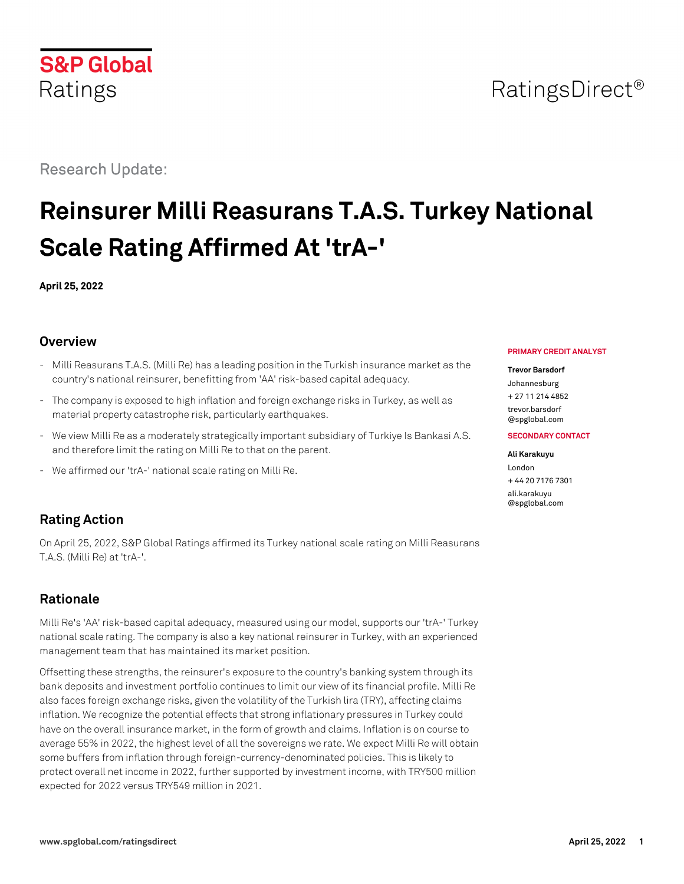S&P Global Ratings

RatingsDirect®

Research Update:

# Reinsurer Milli Reasurans T.A.S. Turkey National Scale Rating Affirmed At 'trA-'

**April 25, 2022**

**PRIMARY CREDIT ANALYST**

**Trevor Barsdorf**
Johannesburg
+ 27 11 214 4852
trevor.barsdorf@spglobal.com

**SECONDARY CONTACT**

**Ali Karakuyu**
London
+ 44 20 7176 7301
ali.karakuyu@spglobal.com

## Overview

- Milli Reasurans T.A.S. (Milli Re) has a leading position in the Turkish insurance market as the country's national reinsurer, benefitting from 'AA' risk-based capital adequacy.
- The company is exposed to high inflation and foreign exchange risks in Turkey, as well as material property catastrophe risk, particularly earthquakes.
- We view Milli Re as a moderately strategically important subsidiary of Turkiye Is Bankasi A.S. and therefore limit the rating on Milli Re to that on the parent.
- We affirmed our 'trA-' national scale rating on Milli Re.

## Rating Action

On April 25, 2022, S&P Global Ratings affirmed its Turkey national scale rating on Milli Reasurans T.A.S. (Milli Re) at 'trA-'.

## Rationale

Milli Re's 'AA' risk-based capital adequacy, measured using our model, supports our 'trA-' Turkey national scale rating. The company is also a key national reinsurer in Turkey, with an experienced management team that has maintained its market position.

Offsetting these strengths, the reinsurer's exposure to the country's banking system through its bank deposits and investment portfolio continues to limit our view of its financial profile. Milli Re also faces foreign exchange risks, given the volatility of the Turkish lira (TRY), affecting claims inflation. We recognize the potential effects that strong inflationary pressures in Turkey could have on the overall insurance market, in the form of growth and claims. Inflation is on course to average 55% in 2022, the highest level of all the sovereigns we rate. We expect Milli Re will obtain some buffers from inflation through foreign-currency-denominated policies. This is likely to protect overall net income in 2022, further supported by investment income, with TRY500 million expected for 2022 versus TRY549 million in 2021.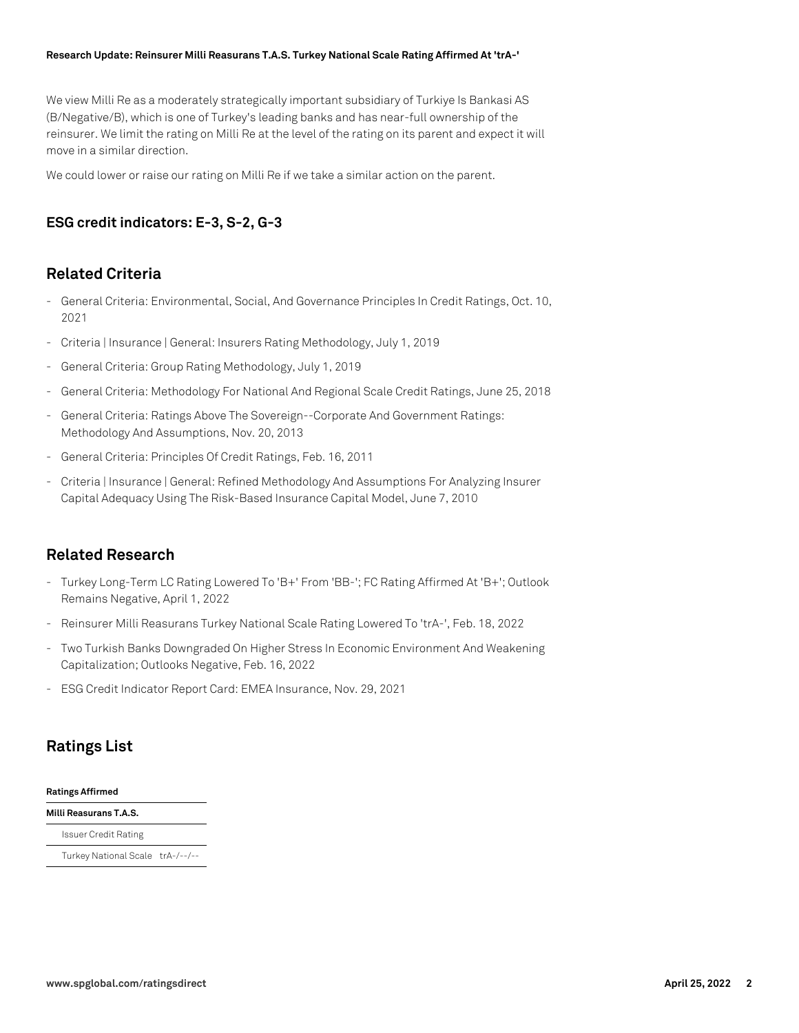We view Milli Re as a moderately strategically important subsidiary of Turkiye Is Bankasi AS (B/Negative/B), which is one of Turkey's leading banks and has near-full ownership of the reinsurer. We limit the rating on Milli Re at the level of the rating on its parent and expect it will move in a similar direction.

We could lower or raise our rating on Milli Re if we take a similar action on the parent.

### ESG credit indicators: E-3, S-2, G-3

## Related Criteria

- General Criteria: Environmental, Social, And Governance Principles In Credit Ratings, Oct. 10, 2021
- Criteria | Insurance | General: Insurers Rating Methodology, July 1, 2019
- General Criteria: Group Rating Methodology, July 1, 2019
- General Criteria: Methodology For National And Regional Scale Credit Ratings, June 25, 2018
- General Criteria: Ratings Above The Sovereign--Corporate And Government Ratings: Methodology And Assumptions, Nov. 20, 2013
- General Criteria: Principles Of Credit Ratings, Feb. 16, 2011
- Criteria | Insurance | General: Refined Methodology And Assumptions For Analyzing Insurer Capital Adequacy Using The Risk-Based Insurance Capital Model, June 7, 2010

## Related Research

- Turkey Long-Term LC Rating Lowered To 'B+' From 'BB-'; FC Rating Affirmed At 'B+'; Outlook Remains Negative, April 1, 2022
- Reinsurer Milli Reasurans Turkey National Scale Rating Lowered To 'trA-', Feb. 18, 2022
- Two Turkish Banks Downgraded On Higher Stress In Economic Environment And Weakening Capitalization; Outlooks Negative, Feb. 16, 2022
- ESG Credit Indicator Report Card: EMEA Insurance, Nov. 29, 2021

## Ratings List

| **Ratings Affirmed** | |
|---|---|
| **Milli Reasurans T.A.S.** | |
| Issuer Credit Rating | |
| Turkey National Scale | trA-/--/-- |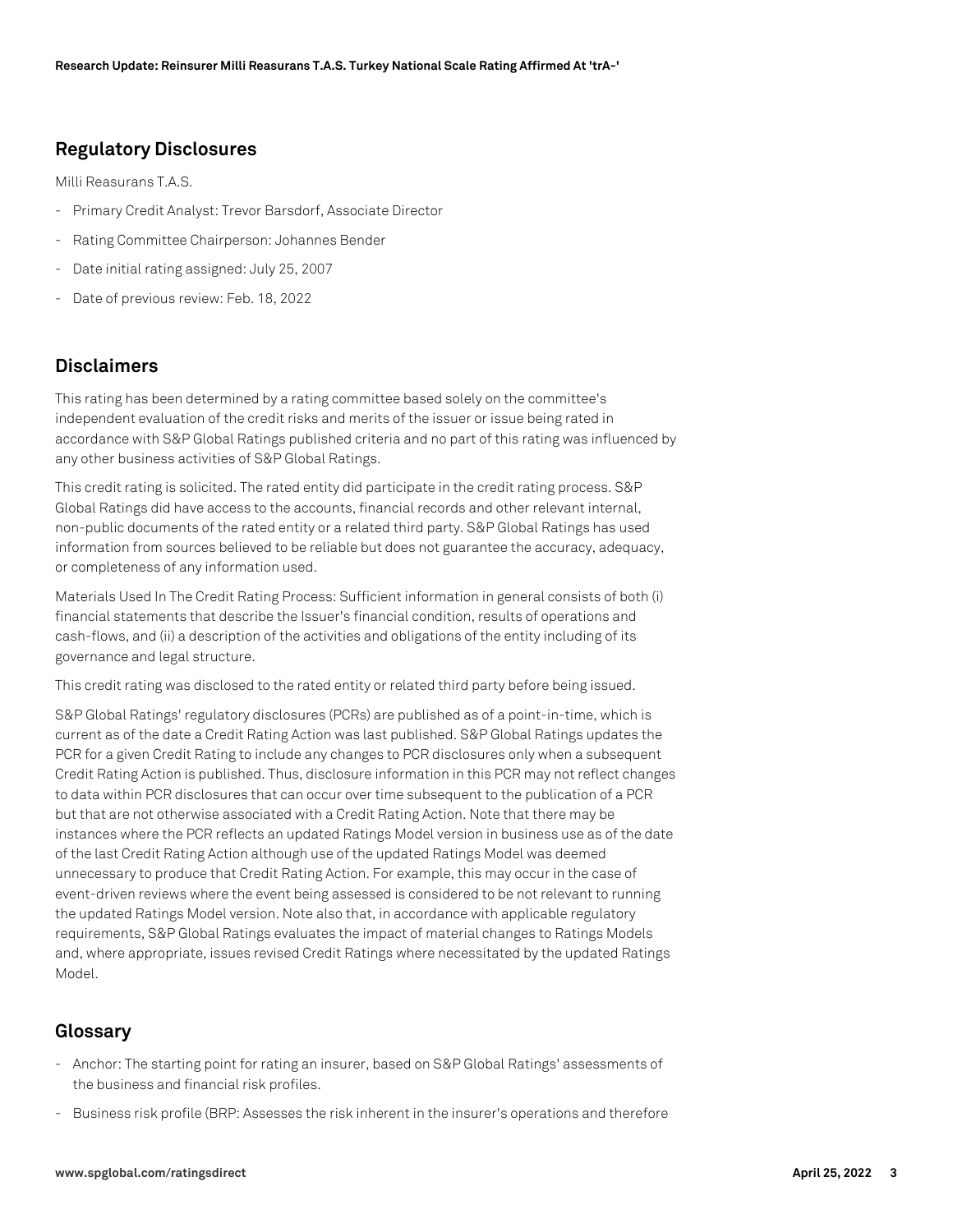## Regulatory Disclosures

Milli Reasurans T.A.S.

- Primary Credit Analyst: Trevor Barsdorf, Associate Director
- Rating Committee Chairperson: Johannes Bender
- Date initial rating assigned: July 25, 2007
- Date of previous review: Feb. 18, 2022

## Disclaimers

This rating has been determined by a rating committee based solely on the committee's independent evaluation of the credit risks and merits of the issuer or issue being rated in accordance with S&P Global Ratings published criteria and no part of this rating was influenced by any other business activities of S&P Global Ratings.

This credit rating is solicited. The rated entity did participate in the credit rating process. S&P Global Ratings did have access to the accounts, financial records and other relevant internal, non-public documents of the rated entity or a related third party. S&P Global Ratings has used information from sources believed to be reliable but does not guarantee the accuracy, adequacy, or completeness of any information used.

Materials Used In The Credit Rating Process: Sufficient information in general consists of both (i) financial statements that describe the Issuer's financial condition, results of operations and cash-flows, and (ii) a description of the activities and obligations of the entity including of its governance and legal structure.

This credit rating was disclosed to the rated entity or related third party before being issued.

S&P Global Ratings' regulatory disclosures (PCRs) are published as of a point-in-time, which is current as of the date a Credit Rating Action was last published. S&P Global Ratings updates the PCR for a given Credit Rating to include any changes to PCR disclosures only when a subsequent Credit Rating Action is published. Thus, disclosure information in this PCR may not reflect changes to data within PCR disclosures that can occur over time subsequent to the publication of a PCR but that are not otherwise associated with a Credit Rating Action. Note that there may be instances where the PCR reflects an updated Ratings Model version in business use as of the date of the last Credit Rating Action although use of the updated Ratings Model was deemed unnecessary to produce that Credit Rating Action. For example, this may occur in the case of event-driven reviews where the event being assessed is considered to be not relevant to running the updated Ratings Model version. Note also that, in accordance with applicable regulatory requirements, S&P Global Ratings evaluates the impact of material changes to Ratings Models and, where appropriate, issues revised Credit Ratings where necessitated by the updated Ratings Model.

## Glossary

- Anchor: The starting point for rating an insurer, based on S&P Global Ratings' assessments of the business and financial risk profiles.
- Business risk profile (BRP: Assesses the risk inherent in the insurer's operations and therefore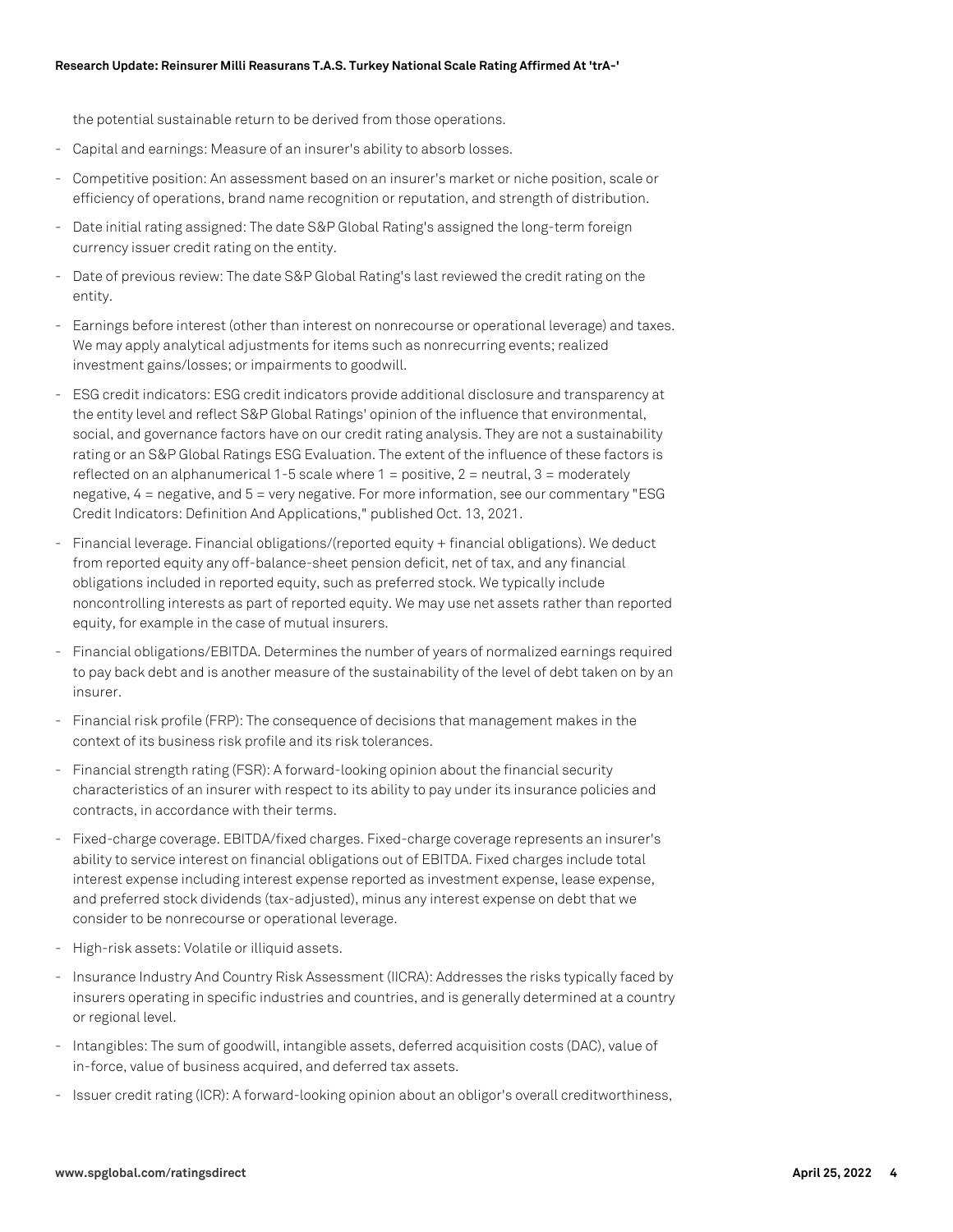the potential sustainable return to be derived from those operations.

- Capital and earnings: Measure of an insurer's ability to absorb losses.
- Competitive position: An assessment based on an insurer's market or niche position, scale or efficiency of operations, brand name recognition or reputation, and strength of distribution.
- Date initial rating assigned: The date S&P Global Rating's assigned the long-term foreign currency issuer credit rating on the entity.
- Date of previous review: The date S&P Global Rating's last reviewed the credit rating on the entity.
- Earnings before interest (other than interest on nonrecourse or operational leverage) and taxes. We may apply analytical adjustments for items such as nonrecurring events; realized investment gains/losses; or impairments to goodwill.
- ESG credit indicators: ESG credit indicators provide additional disclosure and transparency at the entity level and reflect S&P Global Ratings' opinion of the influence that environmental, social, and governance factors have on our credit rating analysis. They are not a sustainability rating or an S&P Global Ratings ESG Evaluation. The extent of the influence of these factors is reflected on an alphanumerical 1-5 scale where 1 = positive, 2 = neutral, 3 = moderately negative, 4 = negative, and 5 = very negative. For more information, see our commentary "ESG Credit Indicators: Definition And Applications," published Oct. 13, 2021.
- Financial leverage. Financial obligations/(reported equity + financial obligations). We deduct from reported equity any off-balance-sheet pension deficit, net of tax, and any financial obligations included in reported equity, such as preferred stock. We typically include noncontrolling interests as part of reported equity. We may use net assets rather than reported equity, for example in the case of mutual insurers.
- Financial obligations/EBITDA. Determines the number of years of normalized earnings required to pay back debt and is another measure of the sustainability of the level of debt taken on by an insurer.
- Financial risk profile (FRP): The consequence of decisions that management makes in the context of its business risk profile and its risk tolerances.
- Financial strength rating (FSR): A forward-looking opinion about the financial security characteristics of an insurer with respect to its ability to pay under its insurance policies and contracts, in accordance with their terms.
- Fixed-charge coverage. EBITDA/fixed charges. Fixed-charge coverage represents an insurer's ability to service interest on financial obligations out of EBITDA. Fixed charges include total interest expense including interest expense reported as investment expense, lease expense, and preferred stock dividends (tax-adjusted), minus any interest expense on debt that we consider to be nonrecourse or operational leverage.
- High-risk assets: Volatile or illiquid assets.
- Insurance Industry And Country Risk Assessment (IICRA): Addresses the risks typically faced by insurers operating in specific industries and countries, and is generally determined at a country or regional level.
- Intangibles: The sum of goodwill, intangible assets, deferred acquisition costs (DAC), value of in-force, value of business acquired, and deferred tax assets.
- Issuer credit rating (ICR): A forward-looking opinion about an obligor's overall creditworthiness,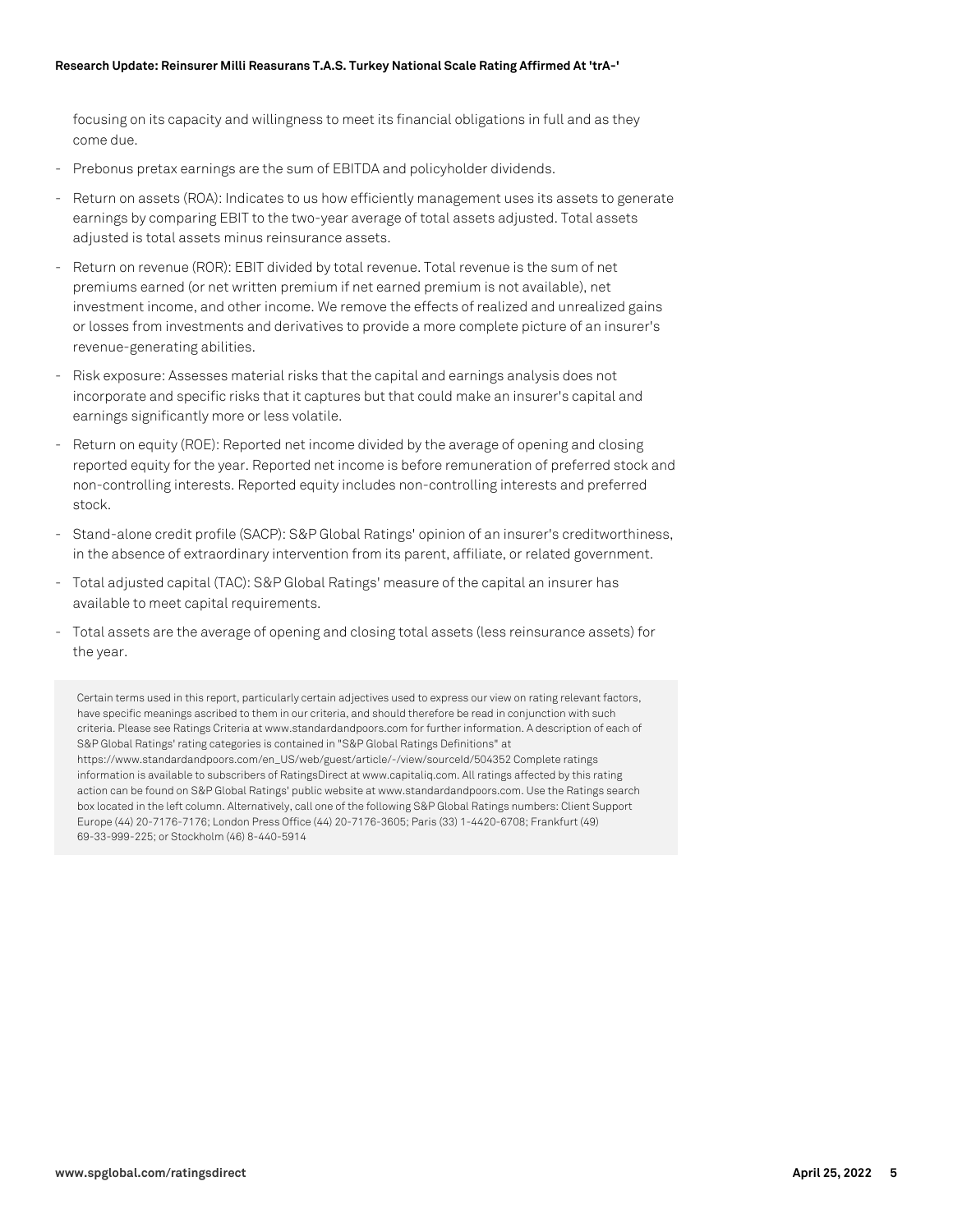focusing on its capacity and willingness to meet its financial obligations in full and as they come due.

- Prebonus pretax earnings are the sum of EBITDA and policyholder dividends.
- Return on assets (ROA): Indicates to us how efficiently management uses its assets to generate earnings by comparing EBIT to the two-year average of total assets adjusted. Total assets adjusted is total assets minus reinsurance assets.
- Return on revenue (ROR): EBIT divided by total revenue. Total revenue is the sum of net premiums earned (or net written premium if net earned premium is not available), net investment income, and other income. We remove the effects of realized and unrealized gains or losses from investments and derivatives to provide a more complete picture of an insurer's revenue-generating abilities.
- Risk exposure: Assesses material risks that the capital and earnings analysis does not incorporate and specific risks that it captures but that could make an insurer's capital and earnings significantly more or less volatile.
- Return on equity (ROE): Reported net income divided by the average of opening and closing reported equity for the year. Reported net income is before remuneration of preferred stock and non-controlling interests. Reported equity includes non-controlling interests and preferred stock.
- Stand-alone credit profile (SACP): S&P Global Ratings' opinion of an insurer's creditworthiness, in the absence of extraordinary intervention from its parent, affiliate, or related government.
- Total adjusted capital (TAC): S&P Global Ratings' measure of the capital an insurer has available to meet capital requirements.
- Total assets are the average of opening and closing total assets (less reinsurance assets) for the year.

Certain terms used in this report, particularly certain adjectives used to express our view on rating relevant factors, have specific meanings ascribed to them in our criteria, and should therefore be read in conjunction with such criteria. Please see Ratings Criteria at www.standardandpoors.com for further information. A description of each of S&P Global Ratings' rating categories is contained in "S&P Global Ratings Definitions" at https://www.standardandpoors.com/en_US/web/guest/article/-/view/sourceId/504352 Complete ratings information is available to subscribers of RatingsDirect at www.capitaliq.com. All ratings affected by this rating action can be found on S&P Global Ratings' public website at www.standardandpoors.com. Use the Ratings search box located in the left column. Alternatively, call one of the following S&P Global Ratings numbers: Client Support Europe (44) 20-7176-7176; London Press Office (44) 20-7176-3605; Paris (33) 1-4420-6708; Frankfurt (49) 69-33-999-225; or Stockholm (46) 8-440-5914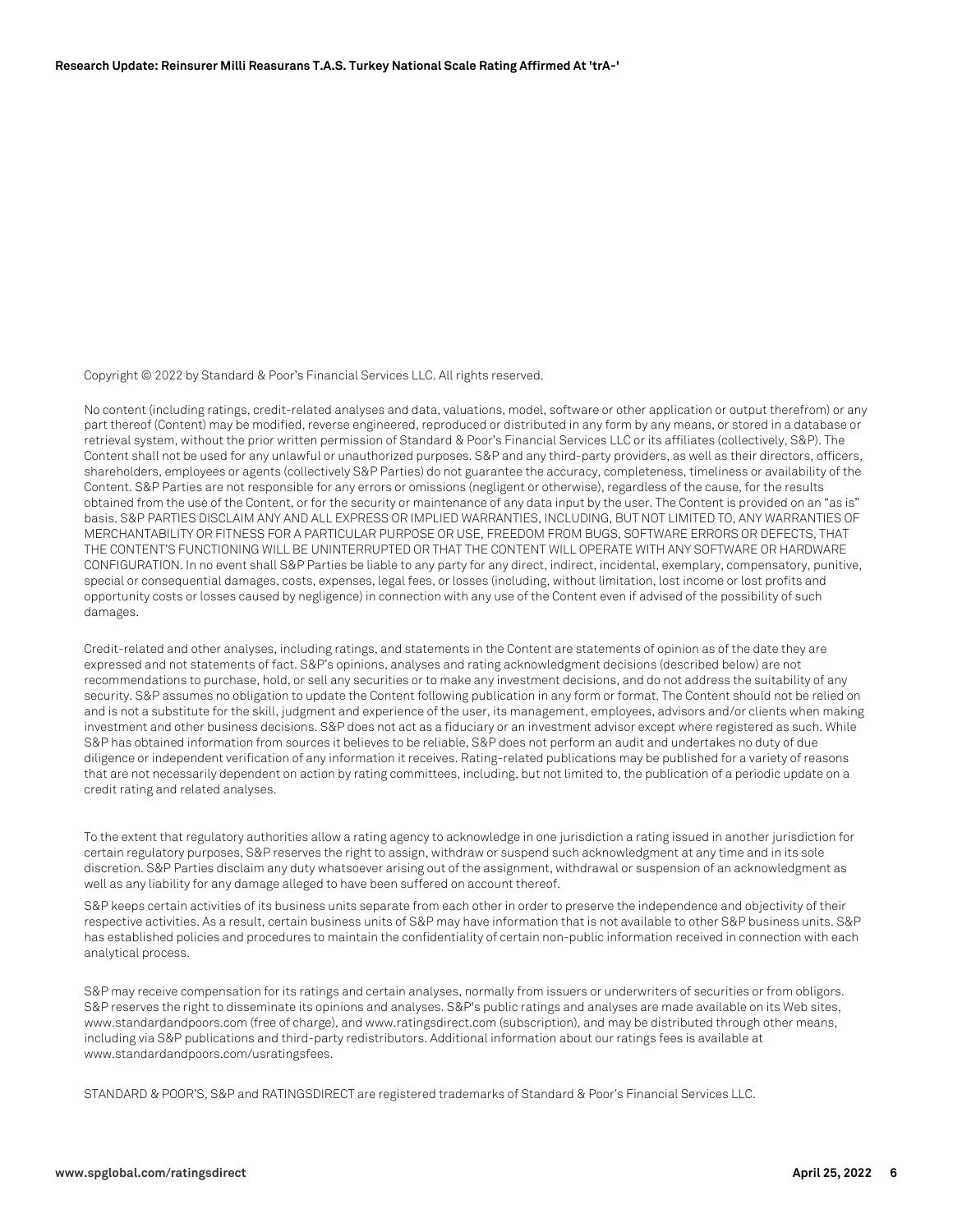Copyright © 2022 by Standard & Poor's Financial Services LLC. All rights reserved.

No content (including ratings, credit-related analyses and data, valuations, model, software or other application or output therefrom) or any part thereof (Content) may be modified, reverse engineered, reproduced or distributed in any form by any means, or stored in a database or retrieval system, without the prior written permission of Standard & Poor's Financial Services LLC or its affiliates (collectively, S&P). The Content shall not be used for any unlawful or unauthorized purposes. S&P and any third-party providers, as well as their directors, officers, shareholders, employees or agents (collectively S&P Parties) do not guarantee the accuracy, completeness, timeliness or availability of the Content. S&P Parties are not responsible for any errors or omissions (negligent or otherwise), regardless of the cause, for the results obtained from the use of the Content, or for the security or maintenance of any data input by the user. The Content is provided on an "as is" basis. S&P PARTIES DISCLAIM ANY AND ALL EXPRESS OR IMPLIED WARRANTIES, INCLUDING, BUT NOT LIMITED TO, ANY WARRANTIES OF MERCHANTABILITY OR FITNESS FOR A PARTICULAR PURPOSE OR USE, FREEDOM FROM BUGS, SOFTWARE ERRORS OR DEFECTS, THAT THE CONTENT'S FUNCTIONING WILL BE UNINTERRUPTED OR THAT THE CONTENT WILL OPERATE WITH ANY SOFTWARE OR HARDWARE CONFIGURATION. In no event shall S&P Parties be liable to any party for any direct, indirect, incidental, exemplary, compensatory, punitive, special or consequential damages, costs, expenses, legal fees, or losses (including, without limitation, lost income or lost profits and opportunity costs or losses caused by negligence) in connection with any use of the Content even if advised of the possibility of such damages.

Credit-related and other analyses, including ratings, and statements in the Content are statements of opinion as of the date they are expressed and not statements of fact. S&P's opinions, analyses and rating acknowledgment decisions (described below) are not recommendations to purchase, hold, or sell any securities or to make any investment decisions, and do not address the suitability of any security. S&P assumes no obligation to update the Content following publication in any form or format. The Content should not be relied on and is not a substitute for the skill, judgment and experience of the user, its management, employees, advisors and/or clients when making investment and other business decisions. S&P does not act as a fiduciary or an investment advisor except where registered as such. While S&P has obtained information from sources it believes to be reliable, S&P does not perform an audit and undertakes no duty of due diligence or independent verification of any information it receives. Rating-related publications may be published for a variety of reasons that are not necessarily dependent on action by rating committees, including, but not limited to, the publication of a periodic update on a credit rating and related analyses.

To the extent that regulatory authorities allow a rating agency to acknowledge in one jurisdiction a rating issued in another jurisdiction for certain regulatory purposes, S&P reserves the right to assign, withdraw or suspend such acknowledgment at any time and in its sole discretion. S&P Parties disclaim any duty whatsoever arising out of the assignment, withdrawal or suspension of an acknowledgment as well as any liability for any damage alleged to have been suffered on account thereof.

S&P keeps certain activities of its business units separate from each other in order to preserve the independence and objectivity of their respective activities. As a result, certain business units of S&P may have information that is not available to other S&P business units. S&P has established policies and procedures to maintain the confidentiality of certain non-public information received in connection with each analytical process.

S&P may receive compensation for its ratings and certain analyses, normally from issuers or underwriters of securities or from obligors. S&P reserves the right to disseminate its opinions and analyses. S&P's public ratings and analyses are made available on its Web sites, www.standardandpoors.com (free of charge), and www.ratingsdirect.com (subscription), and may be distributed through other means, including via S&P publications and third-party redistributors. Additional information about our ratings fees is available at www.standardandpoors.com/usratingsfees.

STANDARD & POOR'S, S&P and RATINGSDIRECT are registered trademarks of Standard & Poor's Financial Services LLC.